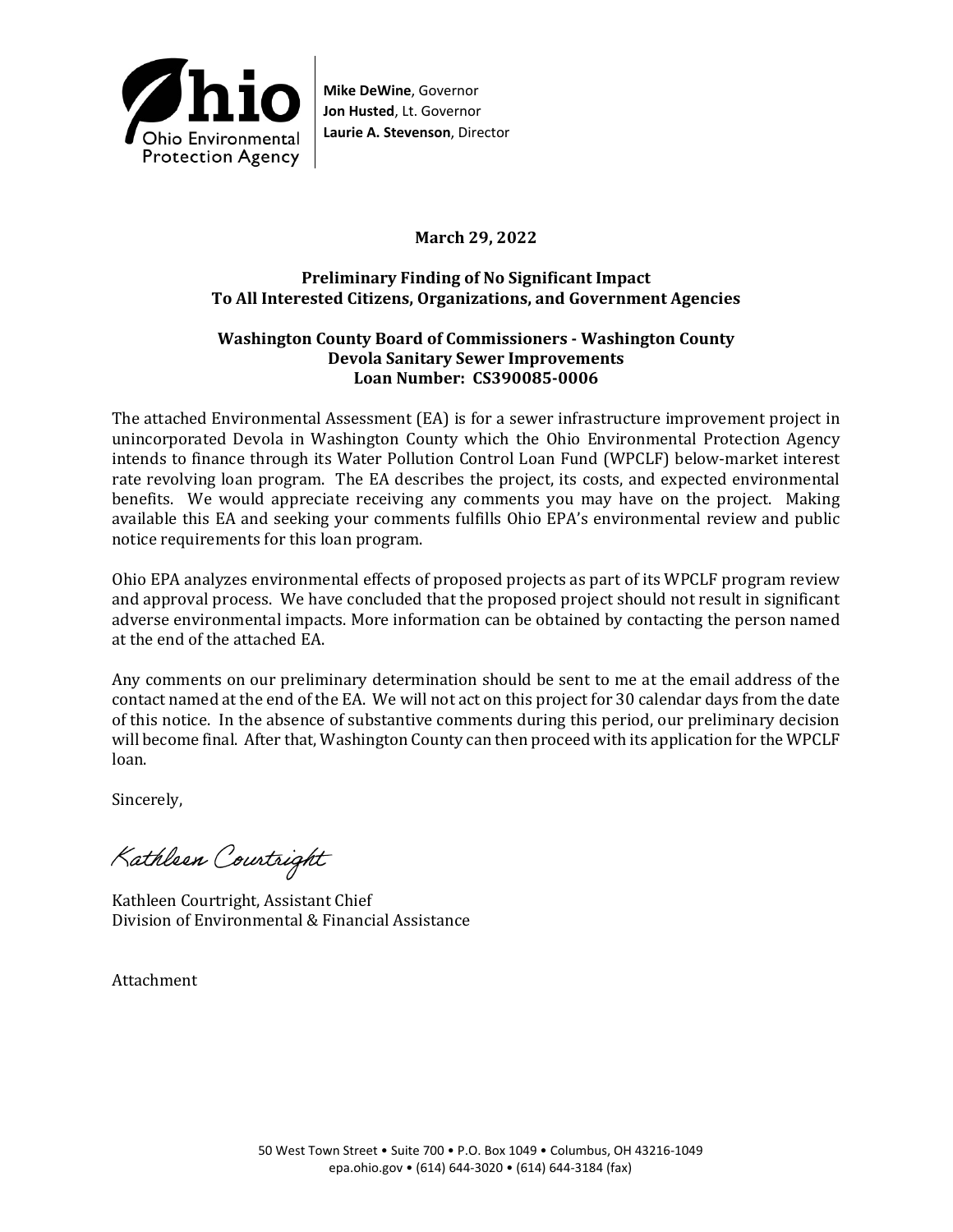**Mike DeWine**, Governor
**Jon Husted**, Lt. Governor
**Laurie A. Stevenson**, Director

**March 29, 2022**

**Preliminary Finding of No Significant Impact**
**To All Interested Citizens, Organizations, and Government Agencies**

**Washington County Board of Commissioners - Washington County**
**Devola Sanitary Sewer Improvements**
**Loan Number: CS390085-0006**

The attached Environmental Assessment (EA) is for a sewer infrastructure improvement project in unincorporated Devola in Washington County which the Ohio Environmental Protection Agency intends to finance through its Water Pollution Control Loan Fund (WPCLF) below-market interest rate revolving loan program. The EA describes the project, its costs, and expected environmental benefits. We would appreciate receiving any comments you may have on the project. Making available this EA and seeking your comments fulfills Ohio EPA's environmental review and public notice requirements for this loan program.

Ohio EPA analyzes environmental effects of proposed projects as part of its WPCLF program review and approval process. We have concluded that the proposed project should not result in significant adverse environmental impacts. More information can be obtained by contacting the person named at the end of the attached EA.

Any comments on our preliminary determination should be sent to me at the email address of the contact named at the end of the EA. We will not act on this project for 30 calendar days from the date of this notice. In the absence of substantive comments during this period, our preliminary decision will become final. After that, Washington County can then proceed with its application for the WPCLF loan.

Sincerely,

Kathleen Courtright

Kathleen Courtright, Assistant Chief
Division of Environmental & Financial Assistance

Attachment

50 West Town Street • Suite 700 • P.O. Box 1049 • Columbus, OH 43216-1049
epa.ohio.gov • (614) 644-3020 • (614) 644-3184 (fax)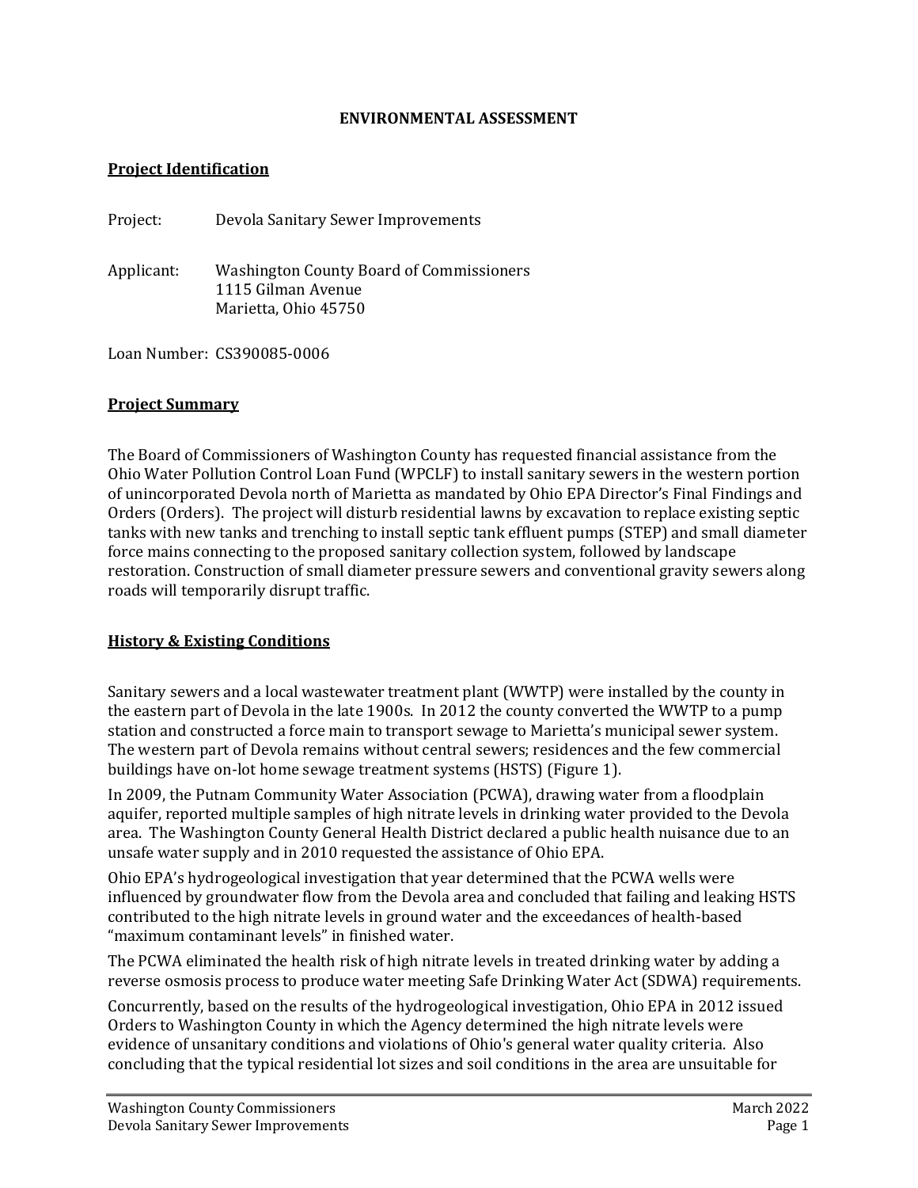**ENVIRONMENTAL ASSESSMENT**

## Project Identification

Project: Devola Sanitary Sewer Improvements

Applicant: Washington County Board of Commissioners
1115 Gilman Avenue
Marietta, Ohio 45750

Loan Number: CS390085-0006

## Project Summary

The Board of Commissioners of Washington County has requested financial assistance from the Ohio Water Pollution Control Loan Fund (WPCLF) to install sanitary sewers in the western portion of unincorporated Devola north of Marietta as mandated by Ohio EPA Director's Final Findings and Orders (Orders). The project will disturb residential lawns by excavation to replace existing septic tanks with new tanks and trenching to install septic tank effluent pumps (STEP) and small diameter force mains connecting to the proposed sanitary collection system, followed by landscape restoration. Construction of small diameter pressure sewers and conventional gravity sewers along roads will temporarily disrupt traffic.

## History & Existing Conditions

Sanitary sewers and a local wastewater treatment plant (WWTP) were installed by the county in the eastern part of Devola in the late 1900s. In 2012 the county converted the WWTP to a pump station and constructed a force main to transport sewage to Marietta's municipal sewer system. The western part of Devola remains without central sewers; residences and the few commercial buildings have on-lot home sewage treatment systems (HSTS) (Figure 1).

In 2009, the Putnam Community Water Association (PCWA), drawing water from a floodplain aquifer, reported multiple samples of high nitrate levels in drinking water provided to the Devola area. The Washington County General Health District declared a public health nuisance due to an unsafe water supply and in 2010 requested the assistance of Ohio EPA.

Ohio EPA's hydrogeological investigation that year determined that the PCWA wells were influenced by groundwater flow from the Devola area and concluded that failing and leaking HSTS contributed to the high nitrate levels in ground water and the exceedances of health-based "maximum contaminant levels" in finished water.

The PCWA eliminated the health risk of high nitrate levels in treated drinking water by adding a reverse osmosis process to produce water meeting Safe Drinking Water Act (SDWA) requirements.

Concurrently, based on the results of the hydrogeological investigation, Ohio EPA in 2012 issued Orders to Washington County in which the Agency determined the high nitrate levels were evidence of unsanitary conditions and violations of Ohio's general water quality criteria. Also concluding that the typical residential lot sizes and soil conditions in the area are unsuitable for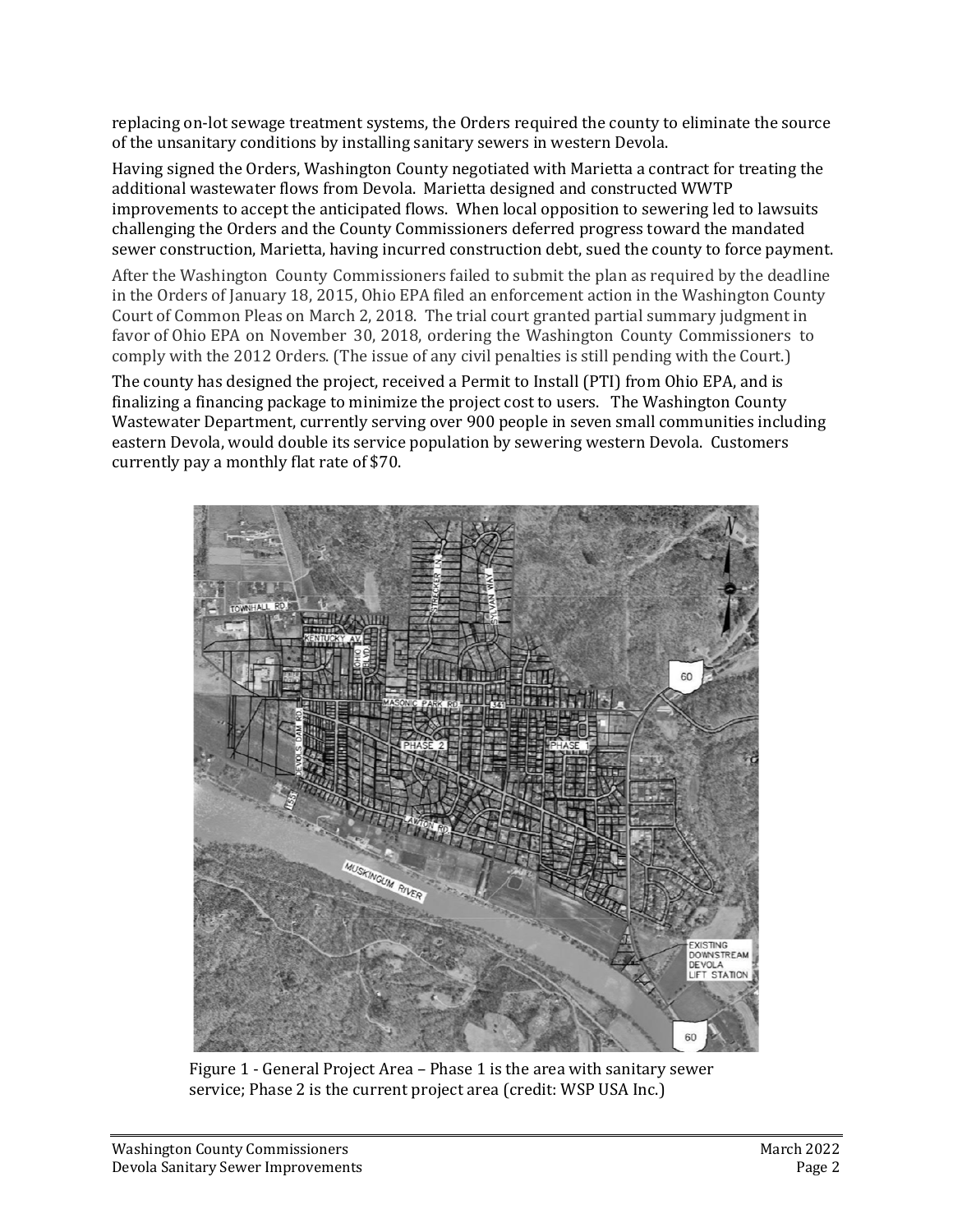replacing on-lot sewage treatment systems, the Orders required the county to eliminate the source of the unsanitary conditions by installing sanitary sewers in western Devola.

Having signed the Orders, Washington County negotiated with Marietta a contract for treating the additional wastewater flows from Devola. Marietta designed and constructed WWTP improvements to accept the anticipated flows. When local opposition to sewering led to lawsuits challenging the Orders and the County Commissioners deferred progress toward the mandated sewer construction, Marietta, having incurred construction debt, sued the county to force payment.

After the Washington County Commissioners failed to submit the plan as required by the deadline in the Orders of January 18, 2015, Ohio EPA filed an enforcement action in the Washington County Court of Common Pleas on March 2, 2018. The trial court granted partial summary judgment in favor of Ohio EPA on November 30, 2018, ordering the Washington County Commissioners to comply with the 2012 Orders. (The issue of any civil penalties is still pending with the Court.)

The county has designed the project, received a Permit to Install (PTI) from Ohio EPA, and is finalizing a financing package to minimize the project cost to users. The Washington County Wastewater Department, currently serving over 900 people in seven small communities including eastern Devola, would double its service population by sewering western Devola. Customers currently pay a monthly flat rate of $70.

Figure 1 - General Project Area – Phase 1 is the area with sanitary sewer service; Phase 2 is the current project area (credit: WSP USA Inc.)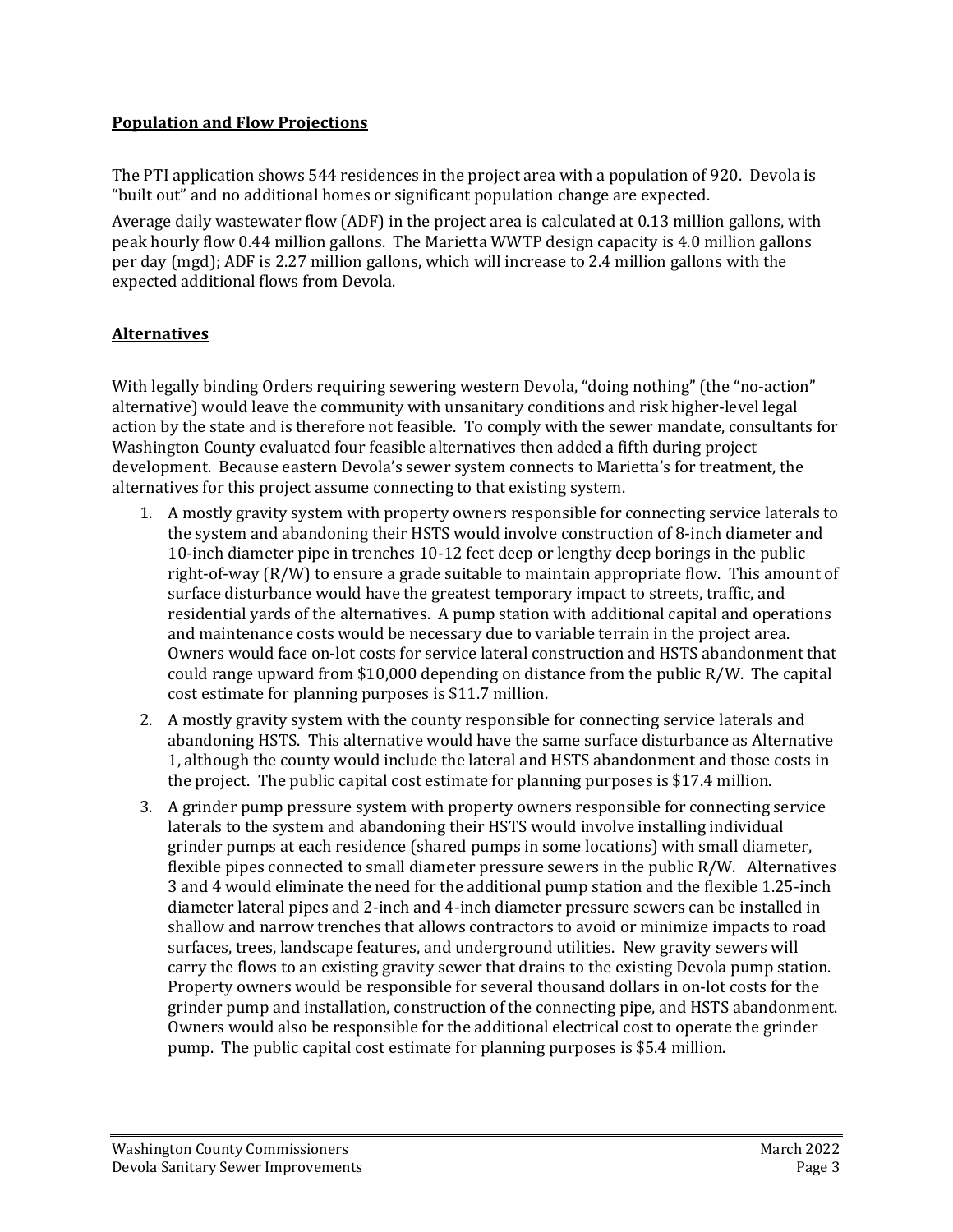## Population and Flow Projections

The PTI application shows 544 residences in the project area with a population of 920. Devola is "built out" and no additional homes or significant population change are expected.

Average daily wastewater flow (ADF) in the project area is calculated at 0.13 million gallons, with peak hourly flow 0.44 million gallons. The Marietta WWTP design capacity is 4.0 million gallons per day (mgd); ADF is 2.27 million gallons, which will increase to 2.4 million gallons with the expected additional flows from Devola.

## Alternatives

With legally binding Orders requiring sewering western Devola, "doing nothing" (the "no-action" alternative) would leave the community with unsanitary conditions and risk higher-level legal action by the state and is therefore not feasible. To comply with the sewer mandate, consultants for Washington County evaluated four feasible alternatives then added a fifth during project development. Because eastern Devola's sewer system connects to Marietta's for treatment, the alternatives for this project assume connecting to that existing system.

1. A mostly gravity system with property owners responsible for connecting service laterals to the system and abandoning their HSTS would involve construction of 8-inch diameter and 10-inch diameter pipe in trenches 10-12 feet deep or lengthy deep borings in the public right-of-way (R/W) to ensure a grade suitable to maintain appropriate flow. This amount of surface disturbance would have the greatest temporary impact to streets, traffic, and residential yards of the alternatives. A pump station with additional capital and operations and maintenance costs would be necessary due to variable terrain in the project area. Owners would face on-lot costs for service lateral construction and HSTS abandonment that could range upward from $10,000 depending on distance from the public R/W. The capital cost estimate for planning purposes is $11.7 million.
2. A mostly gravity system with the county responsible for connecting service laterals and abandoning HSTS. This alternative would have the same surface disturbance as Alternative 1, although the county would include the lateral and HSTS abandonment and those costs in the project. The public capital cost estimate for planning purposes is $17.4 million.
3. A grinder pump pressure system with property owners responsible for connecting service laterals to the system and abandoning their HSTS would involve installing individual grinder pumps at each residence (shared pumps in some locations) with small diameter, flexible pipes connected to small diameter pressure sewers in the public R/W. Alternatives 3 and 4 would eliminate the need for the additional pump station and the flexible 1.25-inch diameter lateral pipes and 2-inch and 4-inch diameter pressure sewers can be installed in shallow and narrow trenches that allows contractors to avoid or minimize impacts to road surfaces, trees, landscape features, and underground utilities. New gravity sewers will carry the flows to an existing gravity sewer that drains to the existing Devola pump station. Property owners would be responsible for several thousand dollars in on-lot costs for the grinder pump and installation, construction of the connecting pipe, and HSTS abandonment. Owners would also be responsible for the additional electrical cost to operate the grinder pump. The public capital cost estimate for planning purposes is $5.4 million.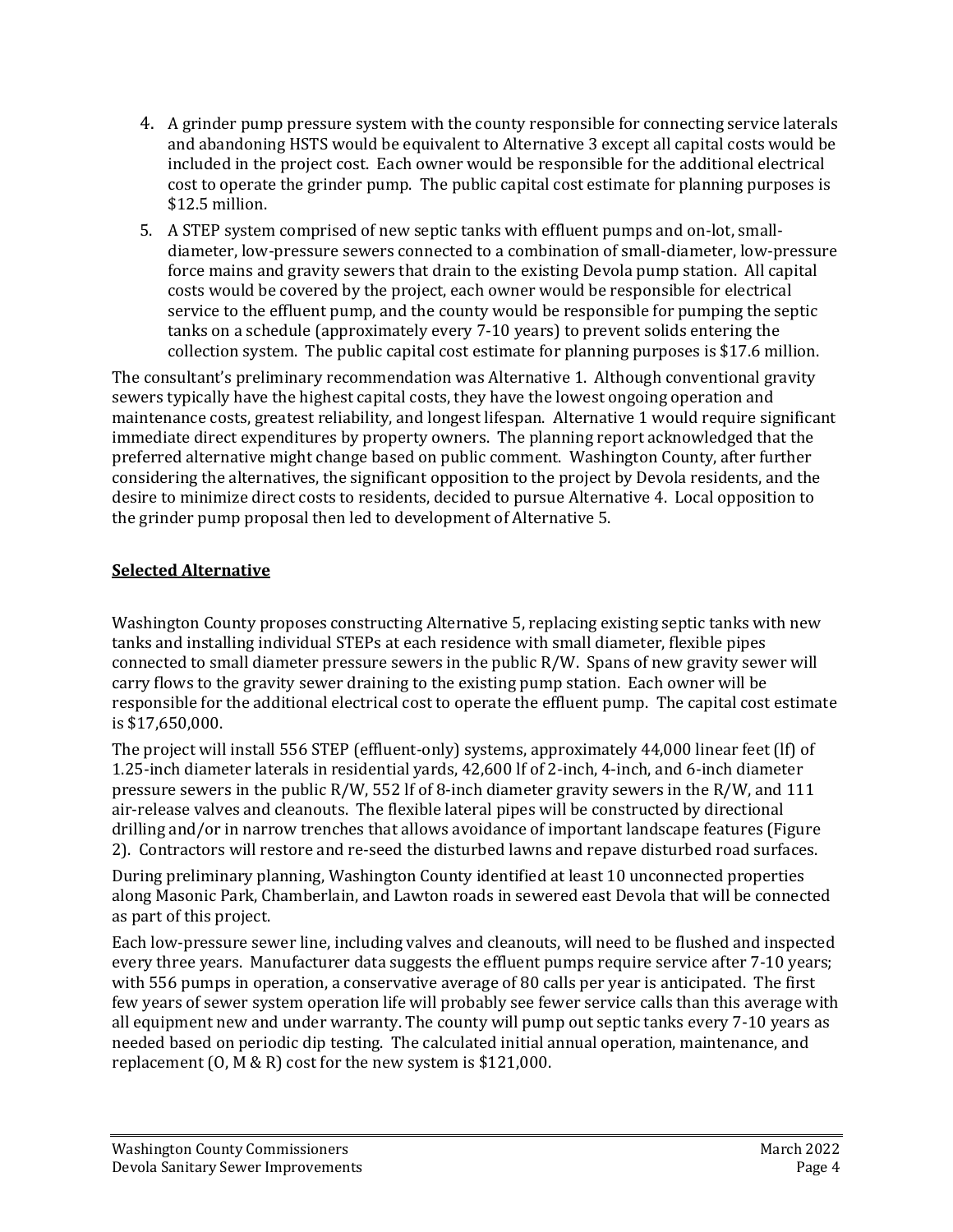4. A grinder pump pressure system with the county responsible for connecting service laterals and abandoning HSTS would be equivalent to Alternative 3 except all capital costs would be included in the project cost. Each owner would be responsible for the additional electrical cost to operate the grinder pump. The public capital cost estimate for planning purposes is $12.5 million.
5. A STEP system comprised of new septic tanks with effluent pumps and on-lot, small-diameter, low-pressure sewers connected to a combination of small-diameter, low-pressure force mains and gravity sewers that drain to the existing Devola pump station. All capital costs would be covered by the project, each owner would be responsible for electrical service to the effluent pump, and the county would be responsible for pumping the septic tanks on a schedule (approximately every 7-10 years) to prevent solids entering the collection system. The public capital cost estimate for planning purposes is $17.6 million.

The consultant's preliminary recommendation was Alternative 1. Although conventional gravity sewers typically have the highest capital costs, they have the lowest ongoing operation and maintenance costs, greatest reliability, and longest lifespan. Alternative 1 would require significant immediate direct expenditures by property owners. The planning report acknowledged that the preferred alternative might change based on public comment. Washington County, after further considering the alternatives, the significant opposition to the project by Devola residents, and the desire to minimize direct costs to residents, decided to pursue Alternative 4. Local opposition to the grinder pump proposal then led to development of Alternative 5.

## Selected Alternative

Washington County proposes constructing Alternative 5, replacing existing septic tanks with new tanks and installing individual STEPs at each residence with small diameter, flexible pipes connected to small diameter pressure sewers in the public R/W. Spans of new gravity sewer will carry flows to the gravity sewer draining to the existing pump station. Each owner will be responsible for the additional electrical cost to operate the effluent pump. The capital cost estimate is $17,650,000.

The project will install 556 STEP (effluent-only) systems, approximately 44,000 linear feet (lf) of 1.25-inch diameter laterals in residential yards, 42,600 lf of 2-inch, 4-inch, and 6-inch diameter pressure sewers in the public R/W, 552 lf of 8-inch diameter gravity sewers in the R/W, and 111 air-release valves and cleanouts. The flexible lateral pipes will be constructed by directional drilling and/or in narrow trenches that allows avoidance of important landscape features (Figure 2). Contractors will restore and re-seed the disturbed lawns and repave disturbed road surfaces.

During preliminary planning, Washington County identified at least 10 unconnected properties along Masonic Park, Chamberlain, and Lawton roads in sewered east Devola that will be connected as part of this project.

Each low-pressure sewer line, including valves and cleanouts, will need to be flushed and inspected every three years. Manufacturer data suggests the effluent pumps require service after 7-10 years; with 556 pumps in operation, a conservative average of 80 calls per year is anticipated. The first few years of sewer system operation life will probably see fewer service calls than this average with all equipment new and under warranty. The county will pump out septic tanks every 7-10 years as needed based on periodic dip testing. The calculated initial annual operation, maintenance, and replacement (O, M & R) cost for the new system is $121,000.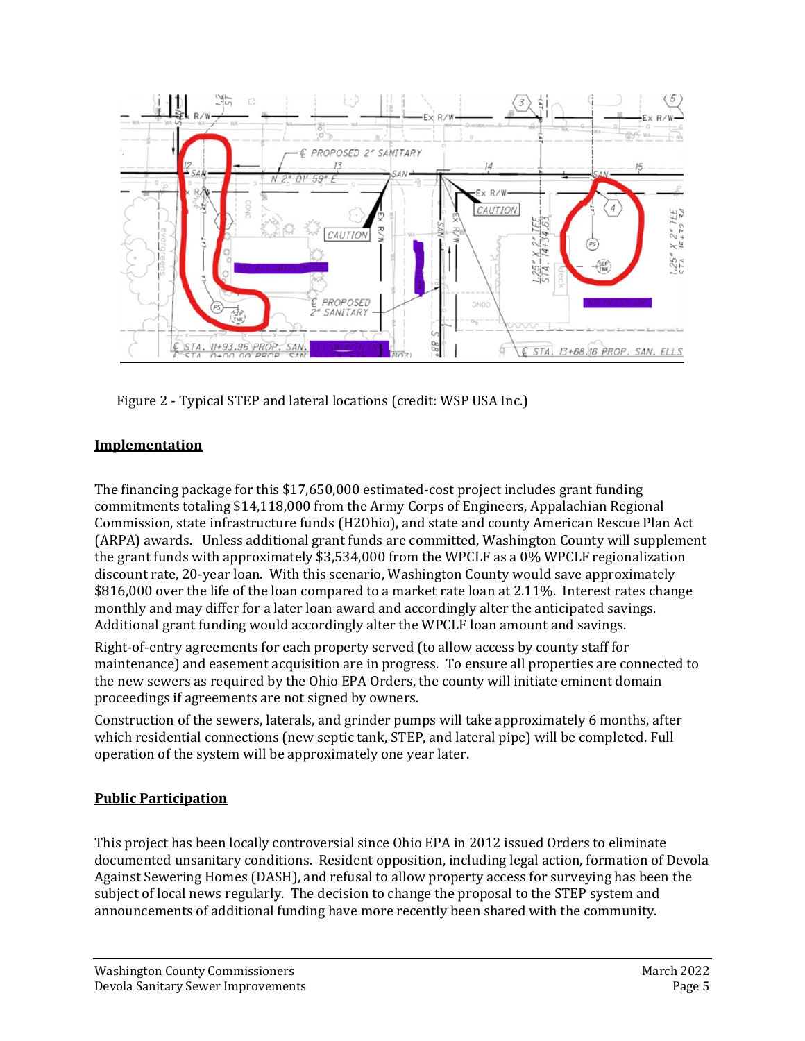Figure 2 - Typical STEP and lateral locations (credit: WSP USA Inc.)

## Implementation

The financing package for this $17,650,000 estimated-cost project includes grant funding commitments totaling $14,118,000 from the Army Corps of Engineers, Appalachian Regional Commission, state infrastructure funds (H2Ohio), and state and county American Rescue Plan Act (ARPA) awards. Unless additional grant funds are committed, Washington County will supplement the grant funds with approximately $3,534,000 from the WPCLF as a 0% WPCLF regionalization discount rate, 20-year loan. With this scenario, Washington County would save approximately $816,000 over the life of the loan compared to a market rate loan at 2.11%. Interest rates change monthly and may differ for a later loan award and accordingly alter the anticipated savings. Additional grant funding would accordingly alter the WPCLF loan amount and savings.

Right-of-entry agreements for each property served (to allow access by county staff for maintenance) and easement acquisition are in progress. To ensure all properties are connected to the new sewers as required by the Ohio EPA Orders, the county will initiate eminent domain proceedings if agreements are not signed by owners.

Construction of the sewers, laterals, and grinder pumps will take approximately 6 months, after which residential connections (new septic tank, STEP, and lateral pipe) will be completed. Full operation of the system will be approximately one year later.

## Public Participation

This project has been locally controversial since Ohio EPA in 2012 issued Orders to eliminate documented unsanitary conditions. Resident opposition, including legal action, formation of Devola Against Sewering Homes (DASH), and refusal to allow property access for surveying has been the subject of local news regularly. The decision to change the proposal to the STEP system and announcements of additional funding have more recently been shared with the community.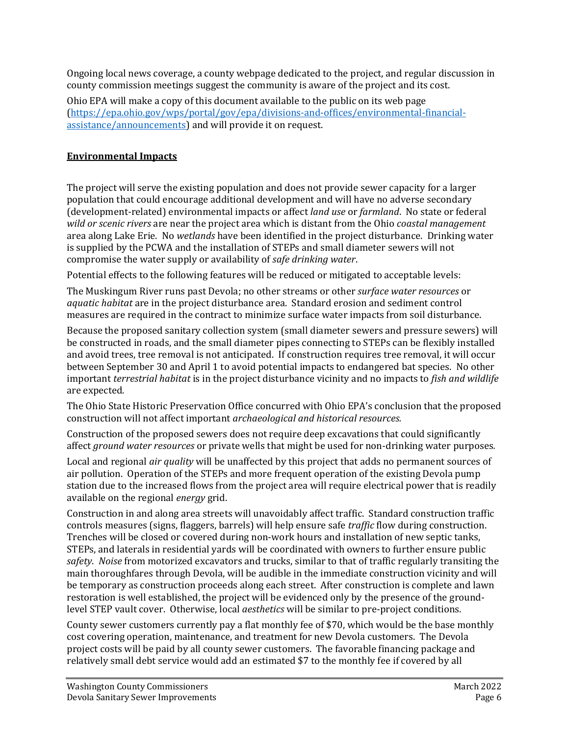Ongoing local news coverage, a county webpage dedicated to the project, and regular discussion in county commission meetings suggest the community is aware of the project and its cost.

Ohio EPA will make a copy of this document available to the public on its web page (https://epa.ohio.gov/wps/portal/gov/epa/divisions-and-offices/environmental-financial-assistance/announcements) and will provide it on request.

## Environmental Impacts

The project will serve the existing population and does not provide sewer capacity for a larger population that could encourage additional development and will have no adverse secondary (development-related) environmental impacts or affect *land use* or *farmland*. No state or federal *wild or scenic rivers* are near the project area which is distant from the Ohio *coastal management* area along Lake Erie. No *wetlands* have been identified in the project disturbance. Drinking water is supplied by the PCWA and the installation of STEPs and small diameter sewers will not compromise the water supply or availability of *safe drinking water*.

Potential effects to the following features will be reduced or mitigated to acceptable levels:

The Muskingum River runs past Devola; no other streams or other *surface water resources* or *aquatic habitat* are in the project disturbance area. Standard erosion and sediment control measures are required in the contract to minimize surface water impacts from soil disturbance.

Because the proposed sanitary collection system (small diameter sewers and pressure sewers) will be constructed in roads, and the small diameter pipes connecting to STEPs can be flexibly installed and avoid trees, tree removal is not anticipated. If construction requires tree removal, it will occur between September 30 and April 1 to avoid potential impacts to endangered bat species. No other important *terrestrial habitat* is in the project disturbance vicinity and no impacts to *fish and wildlife* are expected.

The Ohio State Historic Preservation Office concurred with Ohio EPA's conclusion that the proposed construction will not affect important *archaeological and historical resources.*

Construction of the proposed sewers does not require deep excavations that could significantly affect *ground water resources* or private wells that might be used for non-drinking water purposes.

Local and regional *air quality* will be unaffected by this project that adds no permanent sources of air pollution. Operation of the STEPs and more frequent operation of the existing Devola pump station due to the increased flows from the project area will require electrical power that is readily available on the regional *energy* grid.

Construction in and along area streets will unavoidably affect traffic. Standard construction traffic controls measures (signs, flaggers, barrels) will help ensure safe *traffic* flow during construction. Trenches will be closed or covered during non-work hours and installation of new septic tanks, STEPs, and laterals in residential yards will be coordinated with owners to further ensure public *safety*. *Noise* from motorized excavators and trucks, similar to that of traffic regularly transiting the main thoroughfares through Devola, will be audible in the immediate construction vicinity and will be temporary as construction proceeds along each street. After construction is complete and lawn restoration is well established, the project will be evidenced only by the presence of the ground-level STEP vault cover. Otherwise, local *aesthetics* will be similar to pre-project conditions.

County sewer customers currently pay a flat monthly fee of $70, which would be the base monthly cost covering operation, maintenance, and treatment for new Devola customers. The Devola project costs will be paid by all county sewer customers. The favorable financing package and relatively small debt service would add an estimated $7 to the monthly fee if covered by all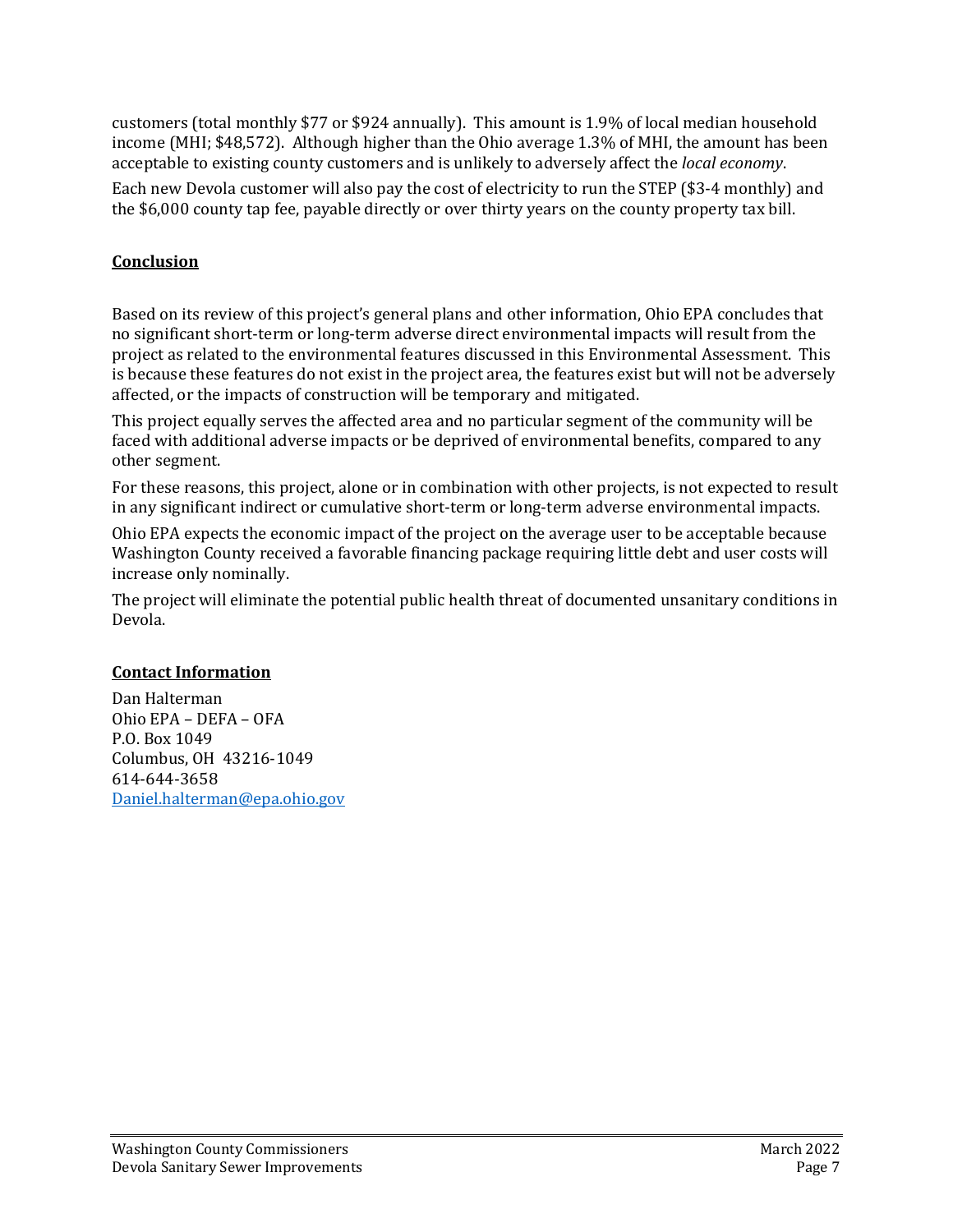customers (total monthly $77 or $924 annually). This amount is 1.9% of local median household income (MHI; $48,572). Although higher than the Ohio average 1.3% of MHI, the amount has been acceptable to existing county customers and is unlikely to adversely affect the *local economy*.

Each new Devola customer will also pay the cost of electricity to run the STEP ($3-4 monthly) and the $6,000 county tap fee, payable directly or over thirty years on the county property tax bill.

## Conclusion

Based on its review of this project's general plans and other information, Ohio EPA concludes that no significant short-term or long-term adverse direct environmental impacts will result from the project as related to the environmental features discussed in this Environmental Assessment. This is because these features do not exist in the project area, the features exist but will not be adversely affected, or the impacts of construction will be temporary and mitigated.

This project equally serves the affected area and no particular segment of the community will be faced with additional adverse impacts or be deprived of environmental benefits, compared to any other segment.

For these reasons, this project, alone or in combination with other projects, is not expected to result in any significant indirect or cumulative short-term or long-term adverse environmental impacts.

Ohio EPA expects the economic impact of the project on the average user to be acceptable because Washington County received a favorable financing package requiring little debt and user costs will increase only nominally.

The project will eliminate the potential public health threat of documented unsanitary conditions in Devola.

## Contact Information

Dan Halterman
Ohio EPA – DEFA – OFA
P.O. Box 1049
Columbus, OH 43216-1049
614-644-3658
Daniel.halterman@epa.ohio.gov